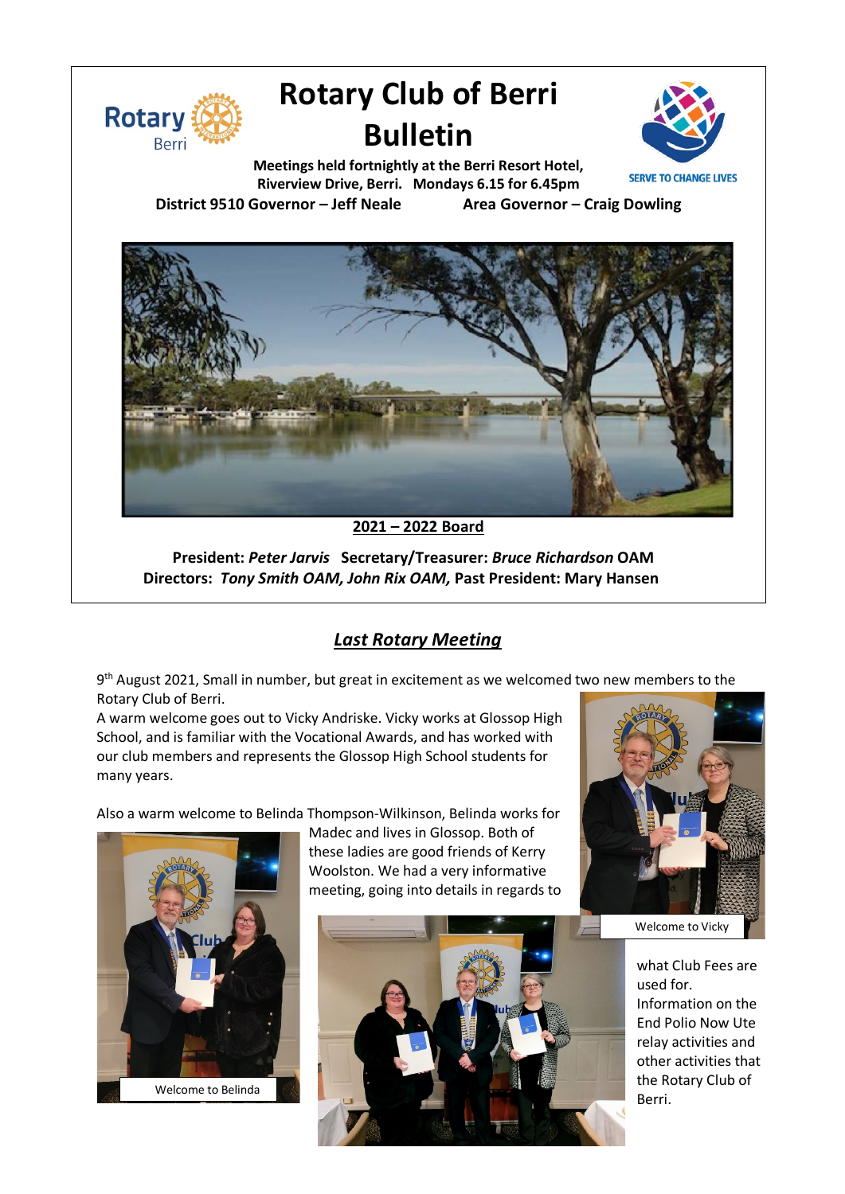# Rotary Club of Berri Bulletin

**Meetings held fortnightly at the Berri Resort Hotel, Riverview Drive, Berri. Mondays 6.15 for 6.45pm**

**District 9510 Governor – Jeff Neale** **Area Governor – Craig Dowling**

SERVE TO CHANGE LIVES

**2021 – 2022 Board**

**President:** ***Peter Jarvis*** **Secretary/Treasurer:** ***Bruce Richardson*** **OAM**
**Directors:** ***Tony Smith OAM, John Rix OAM,*** **Past President: Mary Hansen**

## *Last Rotary Meeting*

9th August 2021, Small in number, but great in excitement as we welcomed two new members to the Rotary Club of Berri.

A warm welcome goes out to Vicky Andriske. Vicky works at Glossop High School, and is familiar with the Vocational Awards, and has worked with our club members and represents the Glossop High School students for many years.

Also a warm welcome to Belinda Thompson-Wilkinson, Belinda works for Madec and lives in Glossop. Both of these ladies are good friends of Kerry Woolston. We had a very informative meeting, going into details in regards to what Club Fees are used for. Information on the End Polio Now Ute relay activities and other activities that the Rotary Club of Berri.

Welcome to Vicky

Welcome to Belinda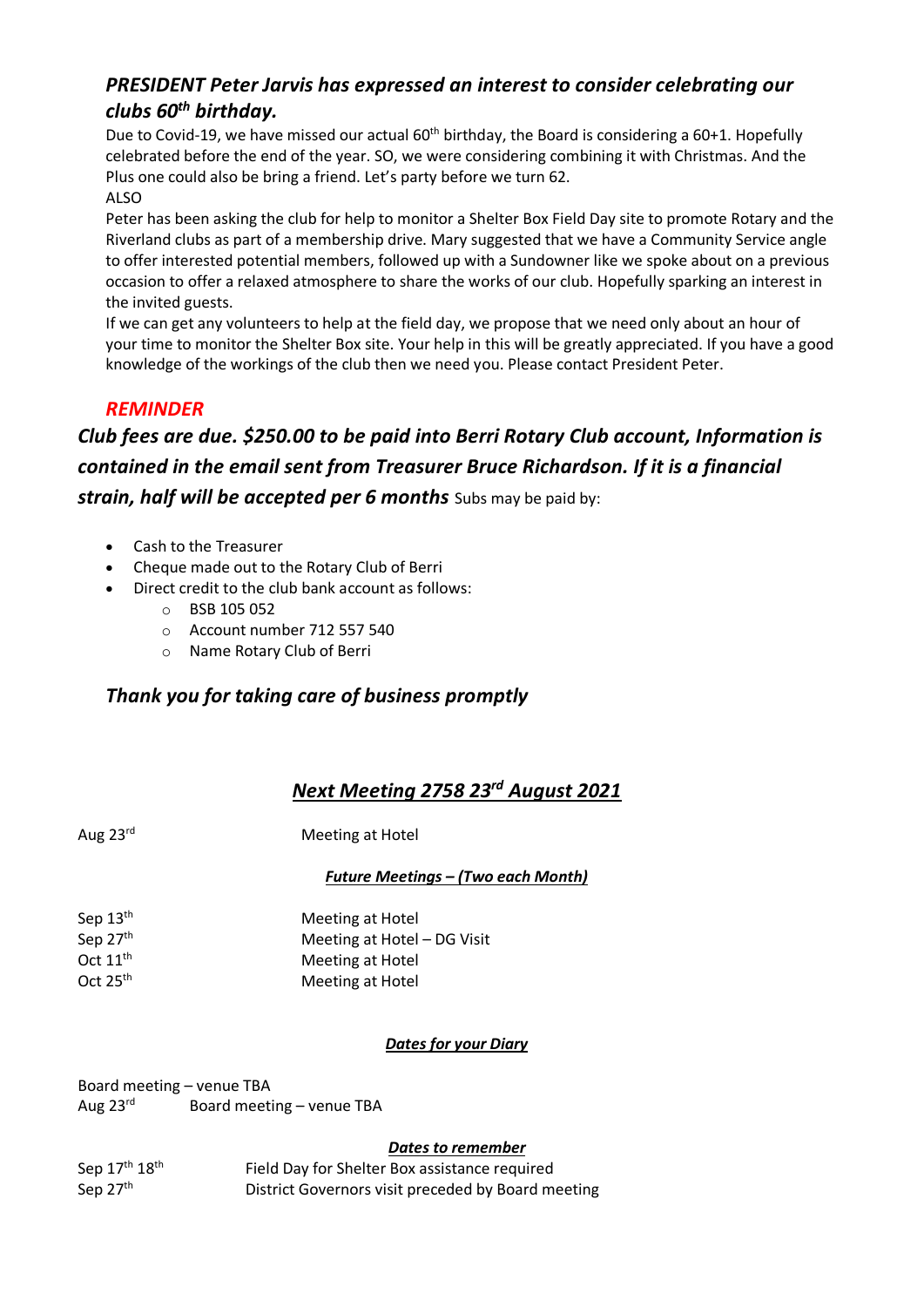### *PRESIDENT Peter Jarvis has expressed an interest to consider celebrating our clubs 60th birthday.*

Due to Covid-19, we have missed our actual 60th birthday, the Board is considering a 60+1. Hopefully celebrated before the end of the year. SO, we were considering combining it with Christmas. And the Plus one could also be bring a friend. Let's party before we turn 62.

ALSO

Peter has been asking the club for help to monitor a Shelter Box Field Day site to promote Rotary and the Riverland clubs as part of a membership drive. Mary suggested that we have a Community Service angle to offer interested potential members, followed up with a Sundowner like we spoke about on a previous occasion to offer a relaxed atmosphere to share the works of our club. Hopefully sparking an interest in the invited guests.

If we can get any volunteers to help at the field day, we propose that we need only about an hour of your time to monitor the Shelter Box site. Your help in this will be greatly appreciated. If you have a good knowledge of the workings of the club then we need you. Please contact President Peter.

### *REMINDER*

***Club fees are due. $250.00 to be paid into Berri Rotary Club account, Information is contained in the email sent from Treasurer Bruce Richardson. If it is a financial strain, half will be accepted per 6 months*** Subs may be paid by:

- Cash to the Treasurer
- Cheque made out to the Rotary Club of Berri
- Direct credit to the club bank account as follows:
  - BSB 105 052
  - Account number 712 557 540
  - Name Rotary Club of Berri

### *Thank you for taking care of business promptly*

## ***Next Meeting 2758 23rd August 2021***

Aug 23rd — Meeting at Hotel

***Future Meetings – (Two each Month)***

Sep 13th — Meeting at Hotel
Sep 27th — Meeting at Hotel – DG Visit
Oct 11th — Meeting at Hotel
Oct 25th — Meeting at Hotel

***Dates for your Diary***

Board meeting – venue TBA
Aug 23rd — Board meeting – venue TBA

***Dates to remember***

Sep 17th 18th — Field Day for Shelter Box assistance required
Sep 27th — District Governors visit preceded by Board meeting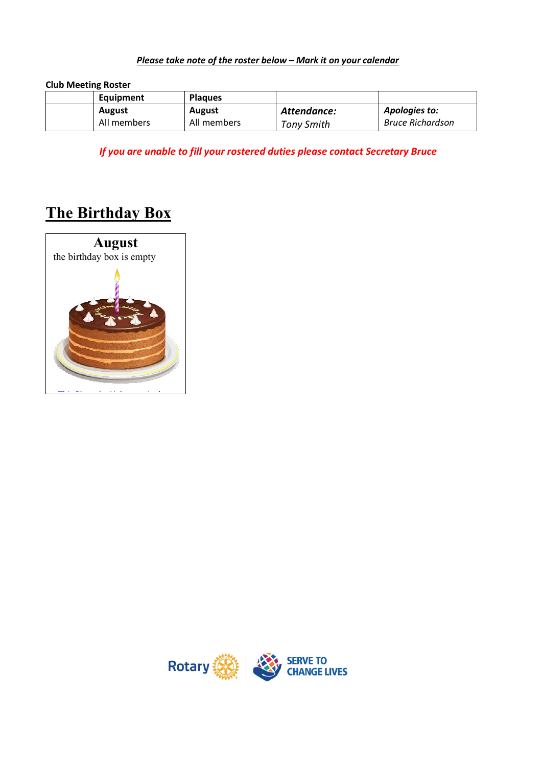***Please take note of the roster below – Mark it on your calendar***

**Club Meeting Roster**

| | Equipment | Plaques | | |
|---|---|---|---|---|
| | **August**<br>All members | **August**<br>All members | ***Attendance:***<br>*Tony Smith* | ***Apologies to:***<br>*Bruce Richardson* |

***If you are unable to fill your rostered duties please contact Secretary Bruce***

# The Birthday Box

**August**

the birthday box is empty